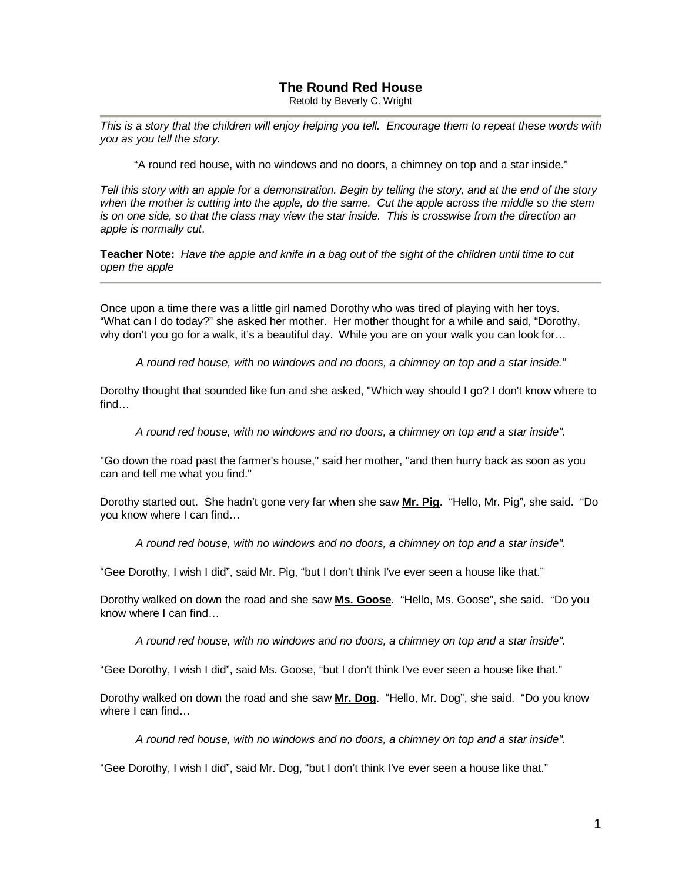# The Round Red House

Retold by Beverly C. Wright

---

*This is a story that the children will enjoy helping you tell. Encourage them to repeat these words with you as you tell the story.*

> "A round red house, with no windows and no doors, a chimney on top and a star inside."

*Tell this story with an apple for a demonstration. Begin by telling the story, and at the end of the story when the mother is cutting into the apple, do the same. Cut the apple across the middle so the stem is on one side, so that the class may view the star inside. This is crosswise from the direction an apple is normally cut.*

**Teacher Note:** *Have the apple and knife in a bag out of the sight of the children until time to cut open the apple*

---

Once upon a time there was a little girl named Dorothy who was tired of playing with her toys. "What can I do today?" she asked her mother. Her mother thought for a while and said, "Dorothy, why don't you go for a walk, it's a beautiful day. While you are on your walk you can look for…

> *A round red house, with no windows and no doors, a chimney on top and a star inside."*

Dorothy thought that sounded like fun and she asked, "Which way should I go? I don't know where to find…

> *A round red house, with no windows and no doors, a chimney on top and a star inside".*

"Go down the road past the farmer's house," said her mother, "and then hurry back as soon as you can and tell me what you find."

Dorothy started out. She hadn't gone very far when she saw **Mr. Pig**. "Hello, Mr. Pig", she said. "Do you know where I can find…

> *A round red house, with no windows and no doors, a chimney on top and a star inside".*

"Gee Dorothy, I wish I did", said Mr. Pig, "but I don't think I've ever seen a house like that."

Dorothy walked on down the road and she saw **Ms. Goose**. "Hello, Ms. Goose", she said. "Do you know where I can find…

> *A round red house, with no windows and no doors, a chimney on top and a star inside".*

"Gee Dorothy, I wish I did", said Ms. Goose, "but I don't think I've ever seen a house like that."

Dorothy walked on down the road and she saw **Mr. Dog**. "Hello, Mr. Dog", she said. "Do you know where I can find…

> *A round red house, with no windows and no doors, a chimney on top and a star inside".*

"Gee Dorothy, I wish I did", said Mr. Dog, "but I don't think I've ever seen a house like that."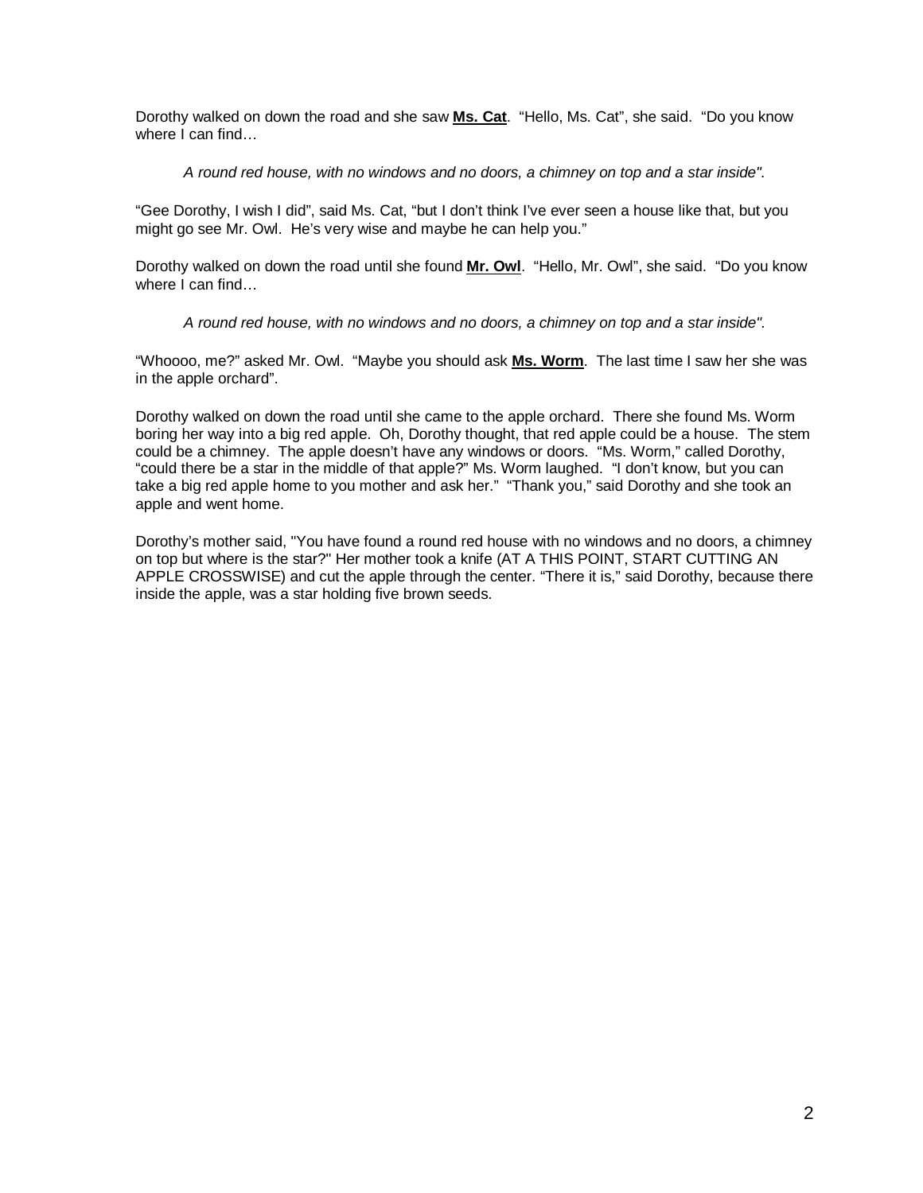Dorothy walked on down the road and she saw **Ms. Cat**. "Hello, Ms. Cat", she said. "Do you know where I can find…

*A round red house, with no windows and no doors, a chimney on top and a star inside".*

"Gee Dorothy, I wish I did", said Ms. Cat, "but I don't think I've ever seen a house like that, but you might go see Mr. Owl. He's very wise and maybe he can help you."

Dorothy walked on down the road until she found **Mr. Owl**. "Hello, Mr. Owl", she said. "Do you know where I can find…

*A round red house, with no windows and no doors, a chimney on top and a star inside".*

"Whoooo, me?" asked Mr. Owl. "Maybe you should ask **Ms. Worm**. The last time I saw her she was in the apple orchard".

Dorothy walked on down the road until she came to the apple orchard. There she found Ms. Worm boring her way into a big red apple. Oh, Dorothy thought, that red apple could be a house. The stem could be a chimney. The apple doesn't have any windows or doors. "Ms. Worm," called Dorothy, "could there be a star in the middle of that apple?" Ms. Worm laughed. "I don't know, but you can take a big red apple home to you mother and ask her." "Thank you," said Dorothy and she took an apple and went home.

Dorothy's mother said, "You have found a round red house with no windows and no doors, a chimney on top but where is the star?" Her mother took a knife (AT A THIS POINT, START CUTTING AN APPLE CROSSWISE) and cut the apple through the center. "There it is," said Dorothy, because there inside the apple, was a star holding five brown seeds.